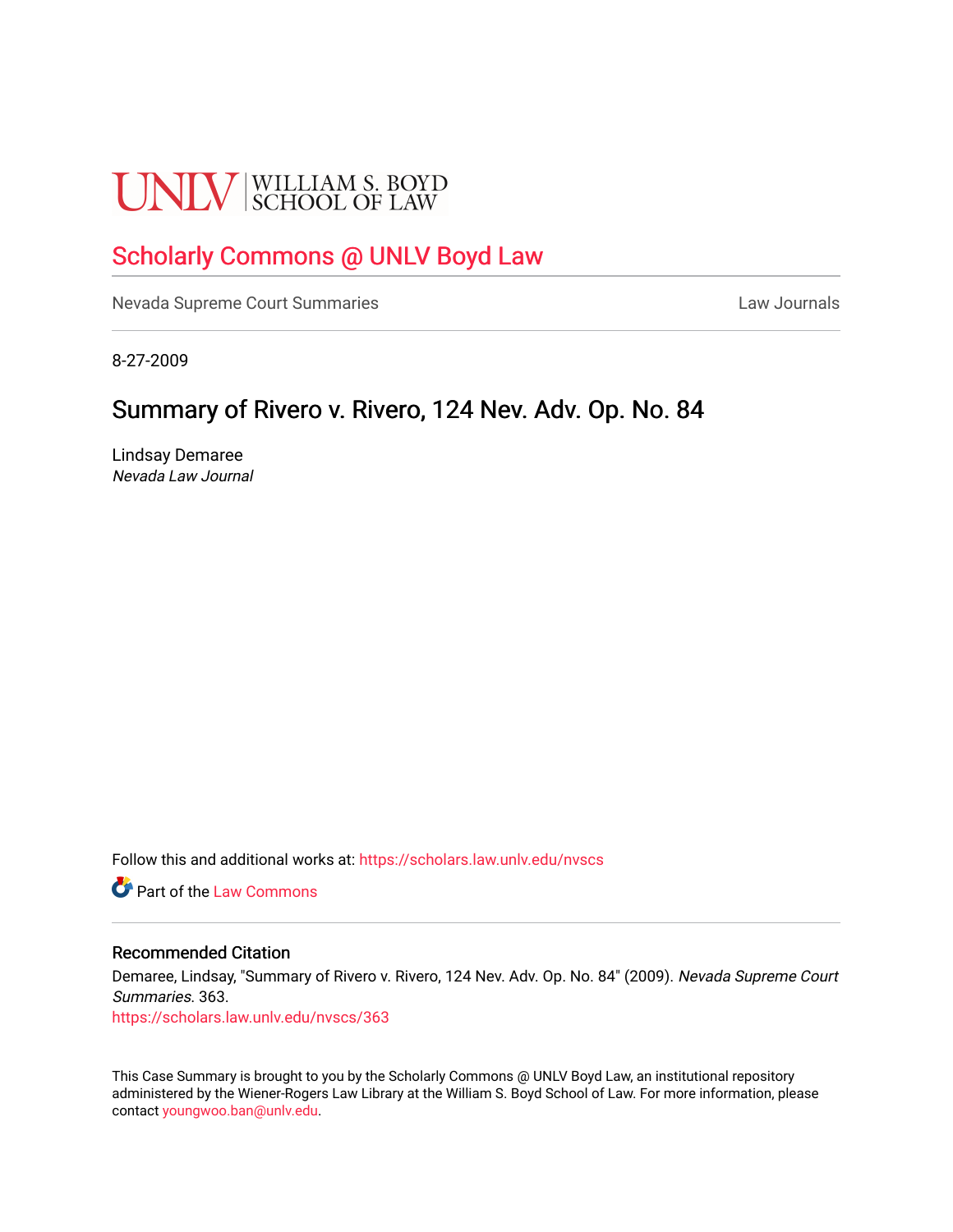UNLV | WILLIAM S. BOYD SCHOOL OF LAW

# Scholarly Commons @ UNLV Boyd Law

Nevada Supreme Court Summaries

Law Journals

8-27-2009

## Summary of Rivero v. Rivero, 124 Nev. Adv. Op. No. 84

Lindsay Demaree
*Nevada Law Journal*

Follow this and additional works at: https://scholars.law.unlv.edu/nvscs

Part of the Law Commons

### Recommended Citation

Demaree, Lindsay, "Summary of Rivero v. Rivero, 124 Nev. Adv. Op. No. 84" (2009). *Nevada Supreme Court Summaries*. 363.
https://scholars.law.unlv.edu/nvscs/363

This Case Summary is brought to you by the Scholarly Commons @ UNLV Boyd Law, an institutional repository administered by the Wiener-Rogers Law Library at the William S. Boyd School of Law. For more information, please contact youngwoo.ban@unlv.edu.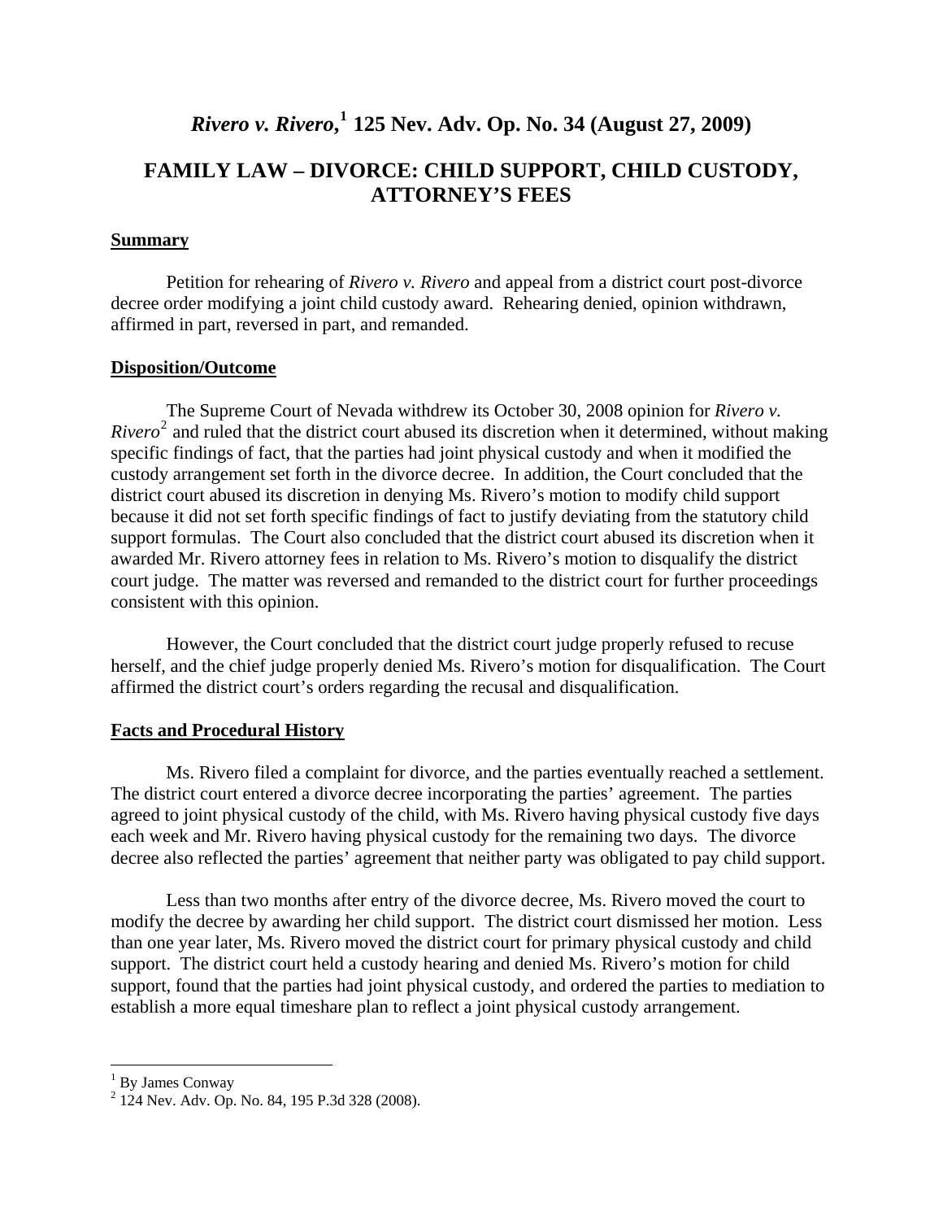# *Rivero v. Rivero*,[1] 125 Nev. Adv. Op. No. 34 (August 27, 2009)

## FAMILY LAW – DIVORCE: CHILD SUPPORT, CHILD CUSTODY, ATTORNEY'S FEES

### Summary

Petition for rehearing of *Rivero v. Rivero* and appeal from a district court post-divorce decree order modifying a joint child custody award. Rehearing denied, opinion withdrawn, affirmed in part, reversed in part, and remanded.

### Disposition/Outcome

The Supreme Court of Nevada withdrew its October 30, 2008 opinion for *Rivero v. Rivero*[2] and ruled that the district court abused its discretion when it determined, without making specific findings of fact, that the parties had joint physical custody and when it modified the custody arrangement set forth in the divorce decree. In addition, the Court concluded that the district court abused its discretion in denying Ms. Rivero's motion to modify child support because it did not set forth specific findings of fact to justify deviating from the statutory child support formulas. The Court also concluded that the district court abused its discretion when it awarded Mr. Rivero attorney fees in relation to Ms. Rivero's motion to disqualify the district court judge. The matter was reversed and remanded to the district court for further proceedings consistent with this opinion.

However, the Court concluded that the district court judge properly refused to recuse herself, and the chief judge properly denied Ms. Rivero's motion for disqualification. The Court affirmed the district court's orders regarding the recusal and disqualification.

### Facts and Procedural History

Ms. Rivero filed a complaint for divorce, and the parties eventually reached a settlement. The district court entered a divorce decree incorporating the parties' agreement. The parties agreed to joint physical custody of the child, with Ms. Rivero having physical custody five days each week and Mr. Rivero having physical custody for the remaining two days. The divorce decree also reflected the parties' agreement that neither party was obligated to pay child support.

Less than two months after entry of the divorce decree, Ms. Rivero moved the court to modify the decree by awarding her child support. The district court dismissed her motion. Less than one year later, Ms. Rivero moved the district court for primary physical custody and child support. The district court held a custody hearing and denied Ms. Rivero's motion for child support, found that the parties had joint physical custody, and ordered the parties to mediation to establish a more equal timeshare plan to reflect a joint physical custody arrangement.

---

[1] By James Conway

[2] 124 Nev. Adv. Op. No. 84, 195 P.3d 328 (2008).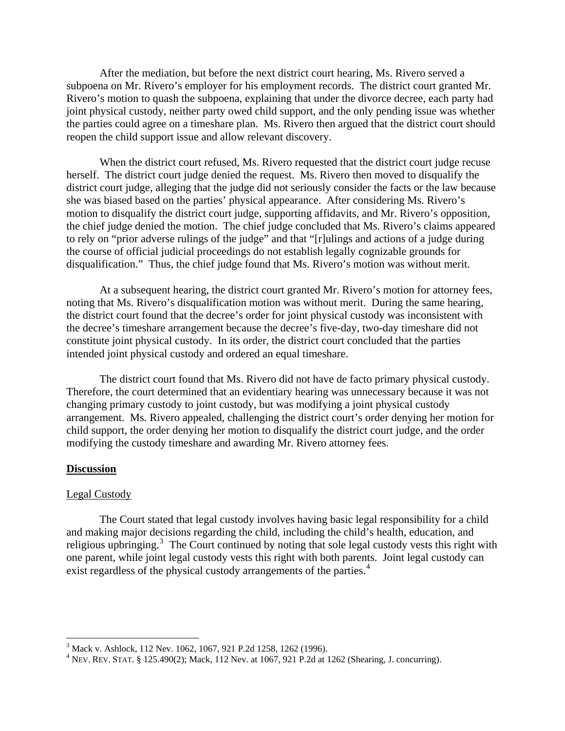After the mediation, but before the next district court hearing, Ms. Rivero served a subpoena on Mr. Rivero's employer for his employment records. The district court granted Mr. Rivero's motion to quash the subpoena, explaining that under the divorce decree, each party had joint physical custody, neither party owed child support, and the only pending issue was whether the parties could agree on a timeshare plan. Ms. Rivero then argued that the district court should reopen the child support issue and allow relevant discovery.

When the district court refused, Ms. Rivero requested that the district court judge recuse herself. The district court judge denied the request. Ms. Rivero then moved to disqualify the district court judge, alleging that the judge did not seriously consider the facts or the law because she was biased based on the parties' physical appearance. After considering Ms. Rivero's motion to disqualify the district court judge, supporting affidavits, and Mr. Rivero's opposition, the chief judge denied the motion. The chief judge concluded that Ms. Rivero's claims appeared to rely on "prior adverse rulings of the judge" and that "[r]ulings and actions of a judge during the course of official judicial proceedings do not establish legally cognizable grounds for disqualification." Thus, the chief judge found that Ms. Rivero's motion was without merit.

At a subsequent hearing, the district court granted Mr. Rivero's motion for attorney fees, noting that Ms. Rivero's disqualification motion was without merit. During the same hearing, the district court found that the decree's order for joint physical custody was inconsistent with the decree's timeshare arrangement because the decree's five-day, two-day timeshare did not constitute joint physical custody. In its order, the district court concluded that the parties intended joint physical custody and ordered an equal timeshare.

The district court found that Ms. Rivero did not have de facto primary physical custody. Therefore, the court determined that an evidentiary hearing was unnecessary because it was not changing primary custody to joint custody, but was modifying a joint physical custody arrangement. Ms. Rivero appealed, challenging the district court's order denying her motion for child support, the order denying her motion to disqualify the district court judge, and the order modifying the custody timeshare and awarding Mr. Rivero attorney fees.

## **Discussion**

### Legal Custody

The Court stated that legal custody involves having basic legal responsibility for a child and making major decisions regarding the child, including the child's health, education, and religious upbringing.[3] The Court continued by noting that sole legal custody vests this right with one parent, while joint legal custody vests this right with both parents. Joint legal custody can exist regardless of the physical custody arrangements of the parties.[4]

---

[3] Mack v. Ashlock, 112 Nev. 1062, 1067, 921 P.2d 1258, 1262 (1996).

[4] NEV. REV. STAT. § 125.490(2); Mack, 112 Nev. at 1067, 921 P.2d at 1262 (Shearing, J. concurring).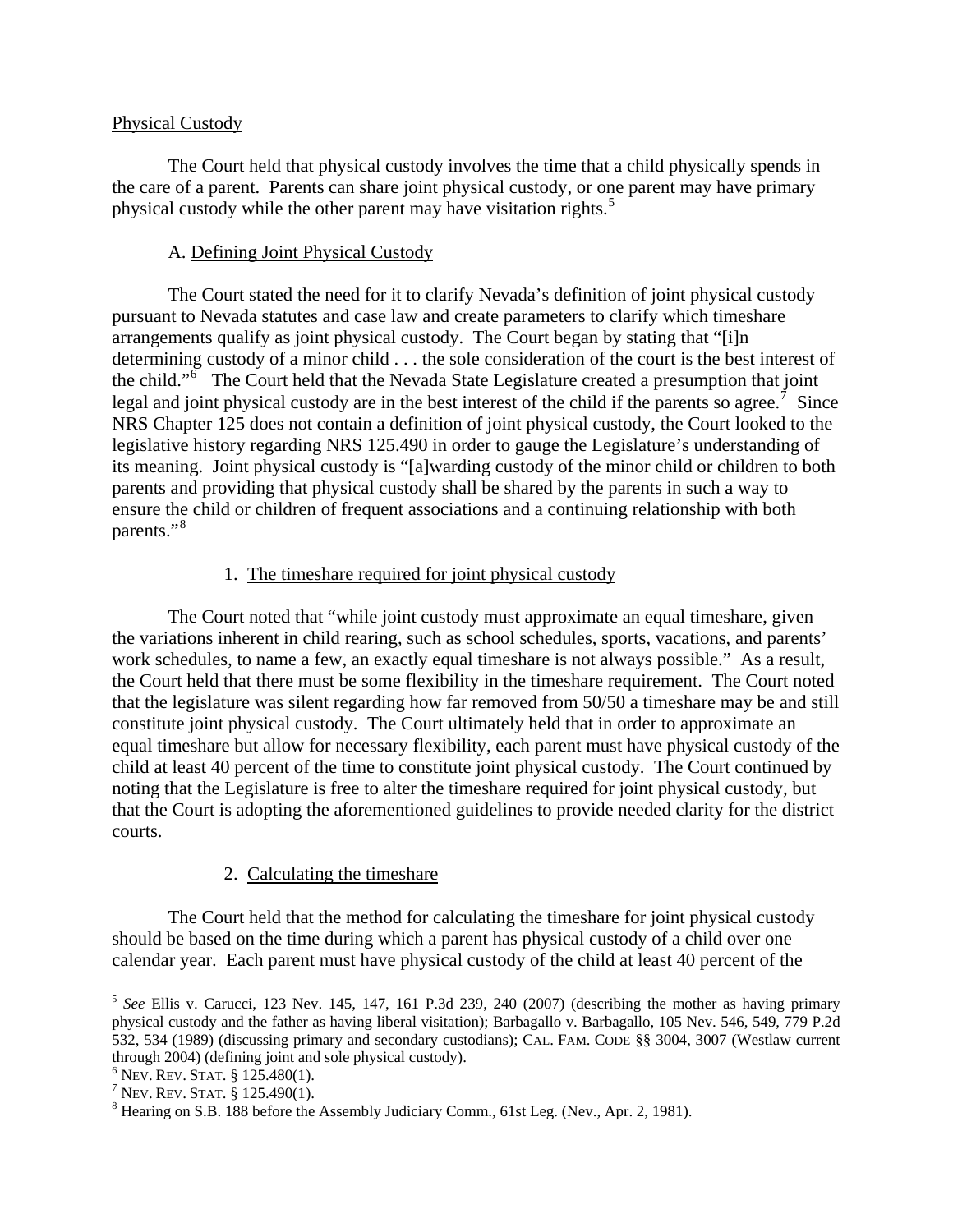Physical Custody

The Court held that physical custody involves the time that a child physically spends in the care of a parent. Parents can share joint physical custody, or one parent may have primary physical custody while the other parent may have visitation rights.[5]

A. Defining Joint Physical Custody

The Court stated the need for it to clarify Nevada's definition of joint physical custody pursuant to Nevada statutes and case law and create parameters to clarify which timeshare arrangements qualify as joint physical custody. The Court began by stating that "[i]n determining custody of a minor child . . . the sole consideration of the court is the best interest of the child."[6] The Court held that the Nevada State Legislature created a presumption that joint legal and joint physical custody are in the best interest of the child if the parents so agree.[7] Since NRS Chapter 125 does not contain a definition of joint physical custody, the Court looked to the legislative history regarding NRS 125.490 in order to gauge the Legislature's understanding of its meaning. Joint physical custody is "[a]warding custody of the minor child or children to both parents and providing that physical custody shall be shared by the parents in such a way to ensure the child or children of frequent associations and a continuing relationship with both parents."[8]

1. The timeshare required for joint physical custody

The Court noted that "while joint custody must approximate an equal timeshare, given the variations inherent in child rearing, such as school schedules, sports, vacations, and parents' work schedules, to name a few, an exactly equal timeshare is not always possible." As a result, the Court held that there must be some flexibility in the timeshare requirement. The Court noted that the legislature was silent regarding how far removed from 50/50 a timeshare may be and still constitute joint physical custody. The Court ultimately held that in order to approximate an equal timeshare but allow for necessary flexibility, each parent must have physical custody of the child at least 40 percent of the time to constitute joint physical custody. The Court continued by noting that the Legislature is free to alter the timeshare required for joint physical custody, but that the Court is adopting the aforementioned guidelines to provide needed clarity for the district courts.

2. Calculating the timeshare

The Court held that the method for calculating the timeshare for joint physical custody should be based on the time during which a parent has physical custody of a child over one calendar year. Each parent must have physical custody of the child at least 40 percent of the

---

[5] *See* Ellis v. Carucci, 123 Nev. 145, 147, 161 P.3d 239, 240 (2007) (describing the mother as having primary physical custody and the father as having liberal visitation); Barbagallo v. Barbagallo, 105 Nev. 546, 549, 779 P.2d 532, 534 (1989) (discussing primary and secondary custodians); CAL. FAM. CODE §§ 3004, 3007 (Westlaw current through 2004) (defining joint and sole physical custody).

[6] NEV. REV. STAT. § 125.480(1).

[7] NEV. REV. STAT. § 125.490(1).

[8] Hearing on S.B. 188 before the Assembly Judiciary Comm., 61st Leg. (Nev., Apr. 2, 1981).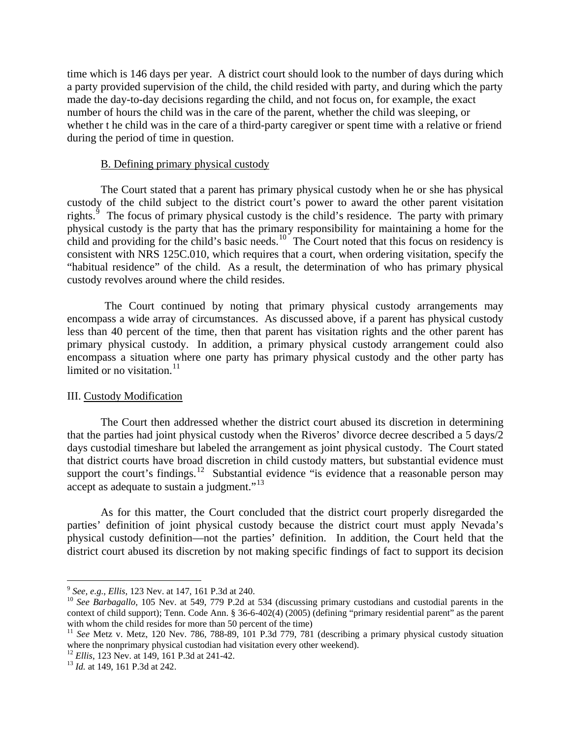time which is 146 days per year. A district court should look to the number of days during which a party provided supervision of the child, the child resided with party, and during which the party made the day-to-day decisions regarding the child, and not focus on, for example, the exact number of hours the child was in the care of the parent, whether the child was sleeping, or whether t he child was in the care of a third-party caregiver or spent time with a relative or friend during the period of time in question.

B. Defining primary physical custody

The Court stated that a parent has primary physical custody when he or she has physical custody of the child subject to the district court's power to award the other parent visitation rights.[9] The focus of primary physical custody is the child's residence. The party with primary physical custody is the party that has the primary responsibility for maintaining a home for the child and providing for the child's basic needs.[10] The Court noted that this focus on residency is consistent with NRS 125C.010, which requires that a court, when ordering visitation, specify the "habitual residence" of the child. As a result, the determination of who has primary physical custody revolves around where the child resides.

The Court continued by noting that primary physical custody arrangements may encompass a wide array of circumstances. As discussed above, if a parent has physical custody less than 40 percent of the time, then that parent has visitation rights and the other parent has primary physical custody. In addition, a primary physical custody arrangement could also encompass a situation where one party has primary physical custody and the other party has limited or no visitation.[11]

III. Custody Modification

The Court then addressed whether the district court abused its discretion in determining that the parties had joint physical custody when the Riveros' divorce decree described a 5 days/2 days custodial timeshare but labeled the arrangement as joint physical custody. The Court stated that district courts have broad discretion in child custody matters, but substantial evidence must support the court's findings.[12] Substantial evidence "is evidence that a reasonable person may accept as adequate to sustain a judgment."[13]

As for this matter, the Court concluded that the district court properly disregarded the parties' definition of joint physical custody because the district court must apply Nevada's physical custody definition—not the parties' definition. In addition, the Court held that the district court abused its discretion by not making specific findings of fact to support its decision

---

[9] *See, e.g.*, *Ellis*, 123 Nev. at 147, 161 P.3d at 240.

[10] *See Barbagallo*, 105 Nev. at 549, 779 P.2d at 534 (discussing primary custodians and custodial parents in the context of child support); Tenn. Code Ann. § 36-6-402(4) (2005) (defining "primary residential parent" as the parent with whom the child resides for more than 50 percent of the time)

[11] *See* Metz v. Metz, 120 Nev. 786, 788-89, 101 P.3d 779, 781 (describing a primary physical custody situation where the nonprimary physical custodian had visitation every other weekend).

[12] *Ellis*, 123 Nev. at 149, 161 P.3d at 241-42.

[13] *Id.* at 149, 161 P.3d at 242.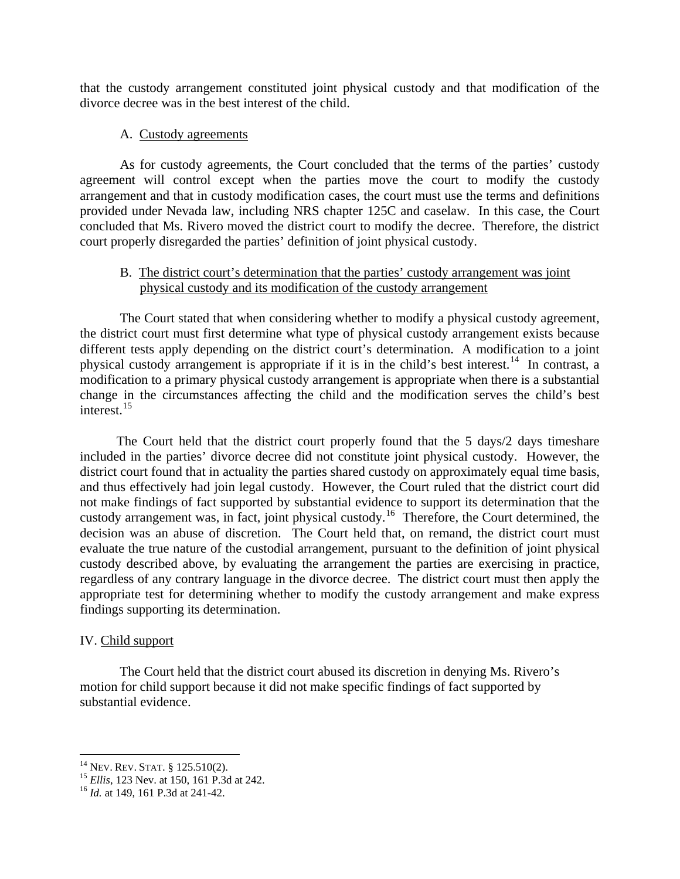that the custody arrangement constituted joint physical custody and that modification of the divorce decree was in the best interest of the child.

A. Custody agreements

As for custody agreements, the Court concluded that the terms of the parties' custody agreement will control except when the parties move the court to modify the custody arrangement and that in custody modification cases, the court must use the terms and definitions provided under Nevada law, including NRS chapter 125C and caselaw. In this case, the Court concluded that Ms. Rivero moved the district court to modify the decree. Therefore, the district court properly disregarded the parties' definition of joint physical custody.

B. The district court's determination that the parties' custody arrangement was joint physical custody and its modification of the custody arrangement

The Court stated that when considering whether to modify a physical custody agreement, the district court must first determine what type of physical custody arrangement exists because different tests apply depending on the district court's determination. A modification to a joint physical custody arrangement is appropriate if it is in the child's best interest.[14] In contrast, a modification to a primary physical custody arrangement is appropriate when there is a substantial change in the circumstances affecting the child and the modification serves the child's best interest.[15]

The Court held that the district court properly found that the 5 days/2 days timeshare included in the parties' divorce decree did not constitute joint physical custody. However, the district court found that in actuality the parties shared custody on approximately equal time basis, and thus effectively had join legal custody. However, the Court ruled that the district court did not make findings of fact supported by substantial evidence to support its determination that the custody arrangement was, in fact, joint physical custody.[16] Therefore, the Court determined, the decision was an abuse of discretion. The Court held that, on remand, the district court must evaluate the true nature of the custodial arrangement, pursuant to the definition of joint physical custody described above, by evaluating the arrangement the parties are exercising in practice, regardless of any contrary language in the divorce decree. The district court must then apply the appropriate test for determining whether to modify the custody arrangement and make express findings supporting its determination.

IV. Child support

The Court held that the district court abused its discretion in denying Ms. Rivero's motion for child support because it did not make specific findings of fact supported by substantial evidence.

---

[14] NEV. REV. STAT. § 125.510(2).

[15] *Ellis*, 123 Nev. at 150, 161 P.3d at 242.

[16] *Id.* at 149, 161 P.3d at 241-42.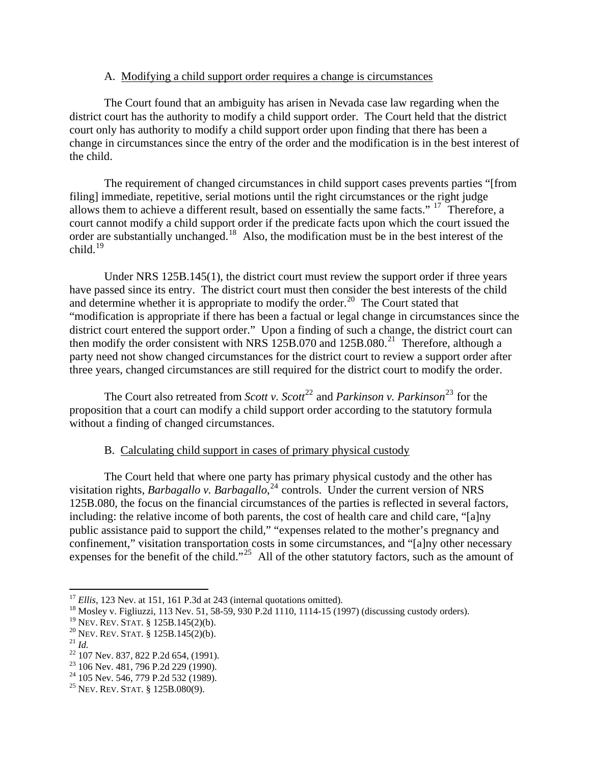A. Modifying a child support order requires a change is circumstances

The Court found that an ambiguity has arisen in Nevada case law regarding when the district court has the authority to modify a child support order. The Court held that the district court only has authority to modify a child support order upon finding that there has been a change in circumstances since the entry of the order and the modification is in the best interest of the child.

The requirement of changed circumstances in child support cases prevents parties "[from filing] immediate, repetitive, serial motions until the right circumstances or the right judge allows them to achieve a different result, based on essentially the same facts." [17] Therefore, a court cannot modify a child support order if the predicate facts upon which the court issued the order are substantially unchanged.[18] Also, the modification must be in the best interest of the child.[19]

Under NRS 125B.145(1), the district court must review the support order if three years have passed since its entry. The district court must then consider the best interests of the child and determine whether it is appropriate to modify the order.[20] The Court stated that "modification is appropriate if there has been a factual or legal change in circumstances since the district court entered the support order." Upon a finding of such a change, the district court can then modify the order consistent with NRS 125B.070 and 125B.080.[21] Therefore, although a party need not show changed circumstances for the district court to review a support order after three years, changed circumstances are still required for the district court to modify the order.

The Court also retreated from *Scott v. Scott*[22] and *Parkinson v. Parkinson*[23] for the proposition that a court can modify a child support order according to the statutory formula without a finding of changed circumstances.

B. Calculating child support in cases of primary physical custody

The Court held that where one party has primary physical custody and the other has visitation rights, *Barbagallo v. Barbagallo*,[24] controls. Under the current version of NRS 125B.080, the focus on the financial circumstances of the parties is reflected in several factors, including: the relative income of both parents, the cost of health care and child care, "[a]ny public assistance paid to support the child," "expenses related to the mother's pregnancy and confinement," visitation transportation costs in some circumstances, and "[a]ny other necessary expenses for the benefit of the child."[25] All of the other statutory factors, such as the amount of

---

[17] *Ellis*, 123 Nev. at 151, 161 P.3d at 243 (internal quotations omitted).

[18] Mosley v. Figliuzzi, 113 Nev. 51, 58-59, 930 P.2d 1110, 1114-15 (1997) (discussing custody orders).

[19] NEV. REV. STAT. § 125B.145(2)(b).

[20] NEV. REV. STAT. § 125B.145(2)(b).

[21] *Id.*

[22] 107 Nev. 837, 822 P.2d 654, (1991).

[23] 106 Nev. 481, 796 P.2d 229 (1990).

[24] 105 Nev. 546, 779 P.2d 532 (1989).

[25] NEV. REV. STAT. § 125B.080(9).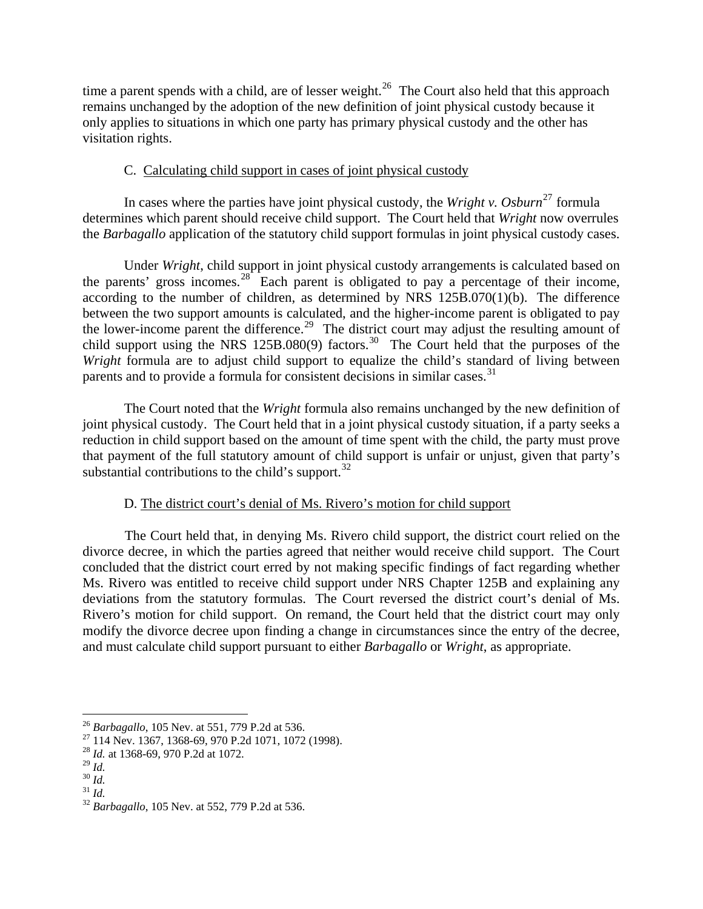time a parent spends with a child, are of lesser weight.[26] The Court also held that this approach remains unchanged by the adoption of the new definition of joint physical custody because it only applies to situations in which one party has primary physical custody and the other has visitation rights.

### C. Calculating child support in cases of joint physical custody

In cases where the parties have joint physical custody, the *Wright v. Osburn*[27] formula determines which parent should receive child support. The Court held that *Wright* now overrules the *Barbagallo* application of the statutory child support formulas in joint physical custody cases.

Under *Wright*, child support in joint physical custody arrangements is calculated based on the parents' gross incomes.[28] Each parent is obligated to pay a percentage of their income, according to the number of children, as determined by NRS 125B.070(1)(b). The difference between the two support amounts is calculated, and the higher-income parent is obligated to pay the lower-income parent the difference.[29] The district court may adjust the resulting amount of child support using the NRS 125B.080(9) factors.[30] The Court held that the purposes of the *Wright* formula are to adjust child support to equalize the child's standard of living between parents and to provide a formula for consistent decisions in similar cases.[31]

The Court noted that the *Wright* formula also remains unchanged by the new definition of joint physical custody. The Court held that in a joint physical custody situation, if a party seeks a reduction in child support based on the amount of time spent with the child, the party must prove that payment of the full statutory amount of child support is unfair or unjust, given that party's substantial contributions to the child's support.[32]

### D. The district court's denial of Ms. Rivero's motion for child support

The Court held that, in denying Ms. Rivero child support, the district court relied on the divorce decree, in which the parties agreed that neither would receive child support. The Court concluded that the district court erred by not making specific findings of fact regarding whether Ms. Rivero was entitled to receive child support under NRS Chapter 125B and explaining any deviations from the statutory formulas. The Court reversed the district court's denial of Ms. Rivero's motion for child support. On remand, the Court held that the district court may only modify the divorce decree upon finding a change in circumstances since the entry of the decree, and must calculate child support pursuant to either *Barbagallo* or *Wright*, as appropriate.

---

[26] *Barbagallo*, 105 Nev. at 551, 779 P.2d at 536.
[27] 114 Nev. 1367, 1368-69, 970 P.2d 1071, 1072 (1998).
[28] *Id.* at 1368-69, 970 P.2d at 1072.
[29] *Id.*
[30] *Id.*
[31] *Id.*
[32] *Barbagallo*, 105 Nev. at 552, 779 P.2d at 536.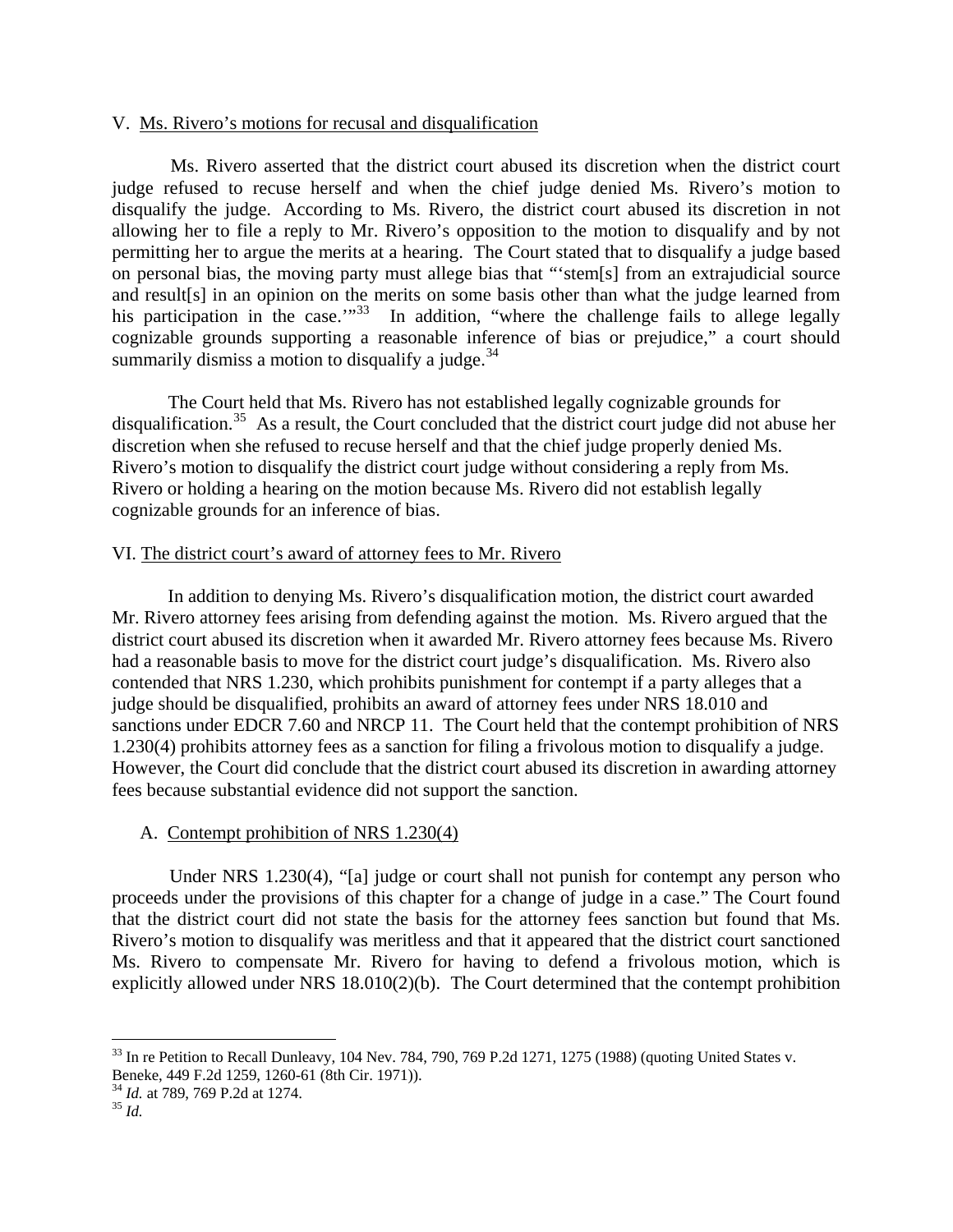V. Ms. Rivero's motions for recusal and disqualification

Ms. Rivero asserted that the district court abused its discretion when the district court judge refused to recuse herself and when the chief judge denied Ms. Rivero's motion to disqualify the judge. According to Ms. Rivero, the district court abused its discretion in not allowing her to file a reply to Mr. Rivero's opposition to the motion to disqualify and by not permitting her to argue the merits at a hearing. The Court stated that to disqualify a judge based on personal bias, the moving party must allege bias that "'stem[s] from an extrajudicial source and result[s] in an opinion on the merits on some basis other than what the judge learned from his participation in the case.'"[33] In addition, "where the challenge fails to allege legally cognizable grounds supporting a reasonable inference of bias or prejudice," a court should summarily dismiss a motion to disqualify a judge.[34]

The Court held that Ms. Rivero has not established legally cognizable grounds for disqualification.[35] As a result, the Court concluded that the district court judge did not abuse her discretion when she refused to recuse herself and that the chief judge properly denied Ms. Rivero's motion to disqualify the district court judge without considering a reply from Ms. Rivero or holding a hearing on the motion because Ms. Rivero did not establish legally cognizable grounds for an inference of bias.

VI. The district court's award of attorney fees to Mr. Rivero

In addition to denying Ms. Rivero's disqualification motion, the district court awarded Mr. Rivero attorney fees arising from defending against the motion. Ms. Rivero argued that the district court abused its discretion when it awarded Mr. Rivero attorney fees because Ms. Rivero had a reasonable basis to move for the district court judge's disqualification. Ms. Rivero also contended that NRS 1.230, which prohibits punishment for contempt if a party alleges that a judge should be disqualified, prohibits an award of attorney fees under NRS 18.010 and sanctions under EDCR 7.60 and NRCP 11. The Court held that the contempt prohibition of NRS 1.230(4) prohibits attorney fees as a sanction for filing a frivolous motion to disqualify a judge. However, the Court did conclude that the district court abused its discretion in awarding attorney fees because substantial evidence did not support the sanction.

A. Contempt prohibition of NRS 1.230(4)

Under NRS 1.230(4), "[a] judge or court shall not punish for contempt any person who proceeds under the provisions of this chapter for a change of judge in a case." The Court found that the district court did not state the basis for the attorney fees sanction but found that Ms. Rivero's motion to disqualify was meritless and that it appeared that the district court sanctioned Ms. Rivero to compensate Mr. Rivero for having to defend a frivolous motion, which is explicitly allowed under NRS 18.010(2)(b). The Court determined that the contempt prohibition

---

[33] In re Petition to Recall Dunleavy, 104 Nev. 784, 790, 769 P.2d 1271, 1275 (1988) (quoting United States v. Beneke, 449 F.2d 1259, 1260-61 (8th Cir. 1971)).

[34] *Id.* at 789, 769 P.2d at 1274.

[35] *Id.*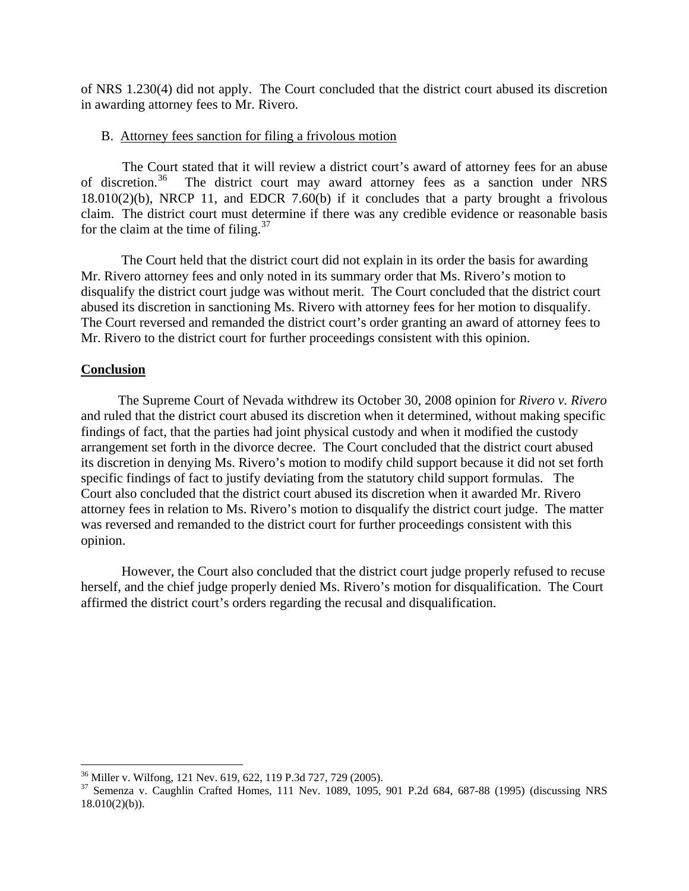of NRS 1.230(4) did not apply. The Court concluded that the district court abused its discretion in awarding attorney fees to Mr. Rivero.

B. Attorney fees sanction for filing a frivolous motion

The Court stated that it will review a district court's award of attorney fees for an abuse of discretion.[36] The district court may award attorney fees as a sanction under NRS 18.010(2)(b), NRCP 11, and EDCR 7.60(b) if it concludes that a party brought a frivolous claim. The district court must determine if there was any credible evidence or reasonable basis for the claim at the time of filing.[37]

The Court held that the district court did not explain in its order the basis for awarding Mr. Rivero attorney fees and only noted in its summary order that Ms. Rivero's motion to disqualify the district court judge was without merit. The Court concluded that the district court abused its discretion in sanctioning Ms. Rivero with attorney fees for her motion to disqualify. The Court reversed and remanded the district court's order granting an award of attorney fees to Mr. Rivero to the district court for further proceedings consistent with this opinion.

## Conclusion

The Supreme Court of Nevada withdrew its October 30, 2008 opinion for *Rivero v. Rivero* and ruled that the district court abused its discretion when it determined, without making specific findings of fact, that the parties had joint physical custody and when it modified the custody arrangement set forth in the divorce decree. The Court concluded that the district court abused its discretion in denying Ms. Rivero's motion to modify child support because it did not set forth specific findings of fact to justify deviating from the statutory child support formulas. The Court also concluded that the district court abused its discretion when it awarded Mr. Rivero attorney fees in relation to Ms. Rivero's motion to disqualify the district court judge. The matter was reversed and remanded to the district court for further proceedings consistent with this opinion.

However, the Court also concluded that the district court judge properly refused to recuse herself, and the chief judge properly denied Ms. Rivero's motion for disqualification. The Court affirmed the district court's orders regarding the recusal and disqualification.

---

[36] Miller v. Wilfong, 121 Nev. 619, 622, 119 P.3d 727, 729 (2005).

[37] Semenza v. Caughlin Crafted Homes, 111 Nev. 1089, 1095, 901 P.2d 684, 687-88 (1995) (discussing NRS 18.010(2)(b)).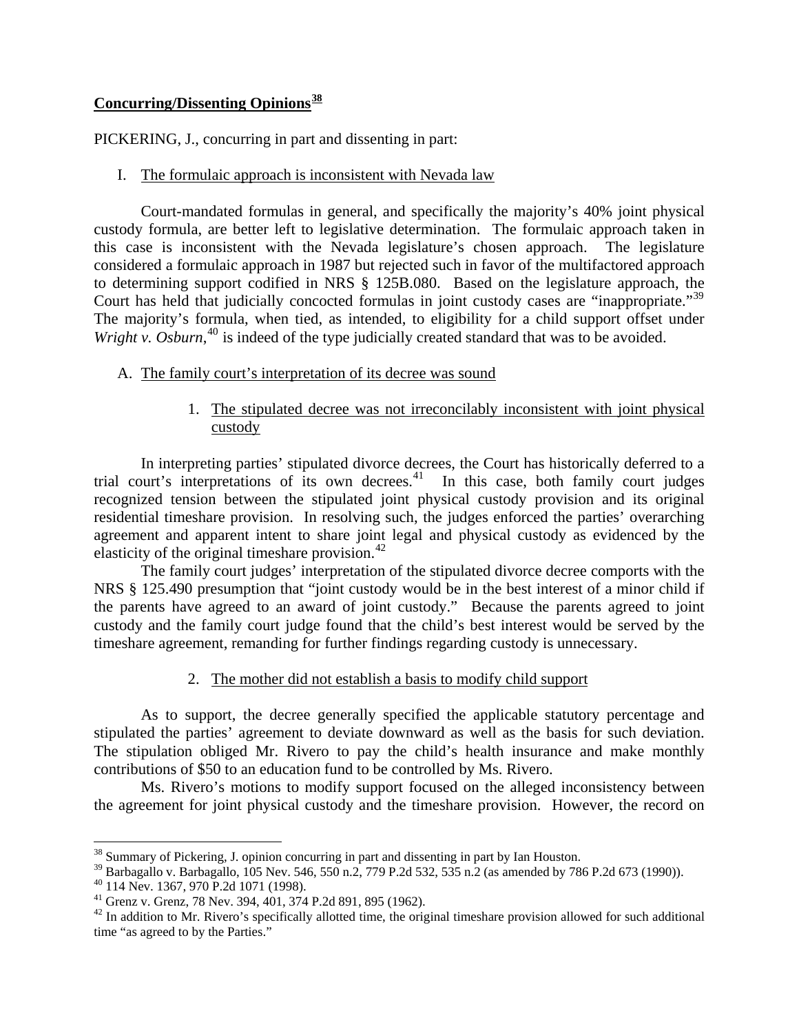## **Concurring/Dissenting Opinions**[38]

PICKERING, J., concurring in part and dissenting in part:

I. The formulaic approach is inconsistent with Nevada law

Court-mandated formulas in general, and specifically the majority's 40% joint physical custody formula, are better left to legislative determination. The formulaic approach taken in this case is inconsistent with the Nevada legislature's chosen approach. The legislature considered a formulaic approach in 1987 but rejected such in favor of the multifactored approach to determining support codified in NRS § 125B.080. Based on the legislature approach, the Court has held that judicially concocted formulas in joint custody cases are "inappropriate."[39] The majority's formula, when tied, as intended, to eligibility for a child support offset under *Wright v. Osburn*,[40] is indeed of the type judicially created standard that was to be avoided.

A. The family court's interpretation of its decree was sound

1. The stipulated decree was not irreconcilably inconsistent with joint physical custody

In interpreting parties' stipulated divorce decrees, the Court has historically deferred to a trial court's interpretations of its own decrees.[41] In this case, both family court judges recognized tension between the stipulated joint physical custody provision and its original residential timeshare provision. In resolving such, the judges enforced the parties' overarching agreement and apparent intent to share joint legal and physical custody as evidenced by the elasticity of the original timeshare provision.[42]

The family court judges' interpretation of the stipulated divorce decree comports with the NRS § 125.490 presumption that "joint custody would be in the best interest of a minor child if the parents have agreed to an award of joint custody." Because the parents agreed to joint custody and the family court judge found that the child's best interest would be served by the timeshare agreement, remanding for further findings regarding custody is unnecessary.

2. The mother did not establish a basis to modify child support

As to support, the decree generally specified the applicable statutory percentage and stipulated the parties' agreement to deviate downward as well as the basis for such deviation. The stipulation obliged Mr. Rivero to pay the child's health insurance and make monthly contributions of $50 to an education fund to be controlled by Ms. Rivero.

Ms. Rivero's motions to modify support focused on the alleged inconsistency between the agreement for joint physical custody and the timeshare provision. However, the record on

---

[38] Summary of Pickering, J. opinion concurring in part and dissenting in part by Ian Houston.

[39] Barbagallo v. Barbagallo, 105 Nev. 546, 550 n.2, 779 P.2d 532, 535 n.2 (as amended by 786 P.2d 673 (1990)).

[40] 114 Nev. 1367, 970 P.2d 1071 (1998).

[41] Grenz v. Grenz, 78 Nev. 394, 401, 374 P.2d 891, 895 (1962).

[42] In addition to Mr. Rivero's specifically allotted time, the original timeshare provision allowed for such additional time "as agreed to by the Parties."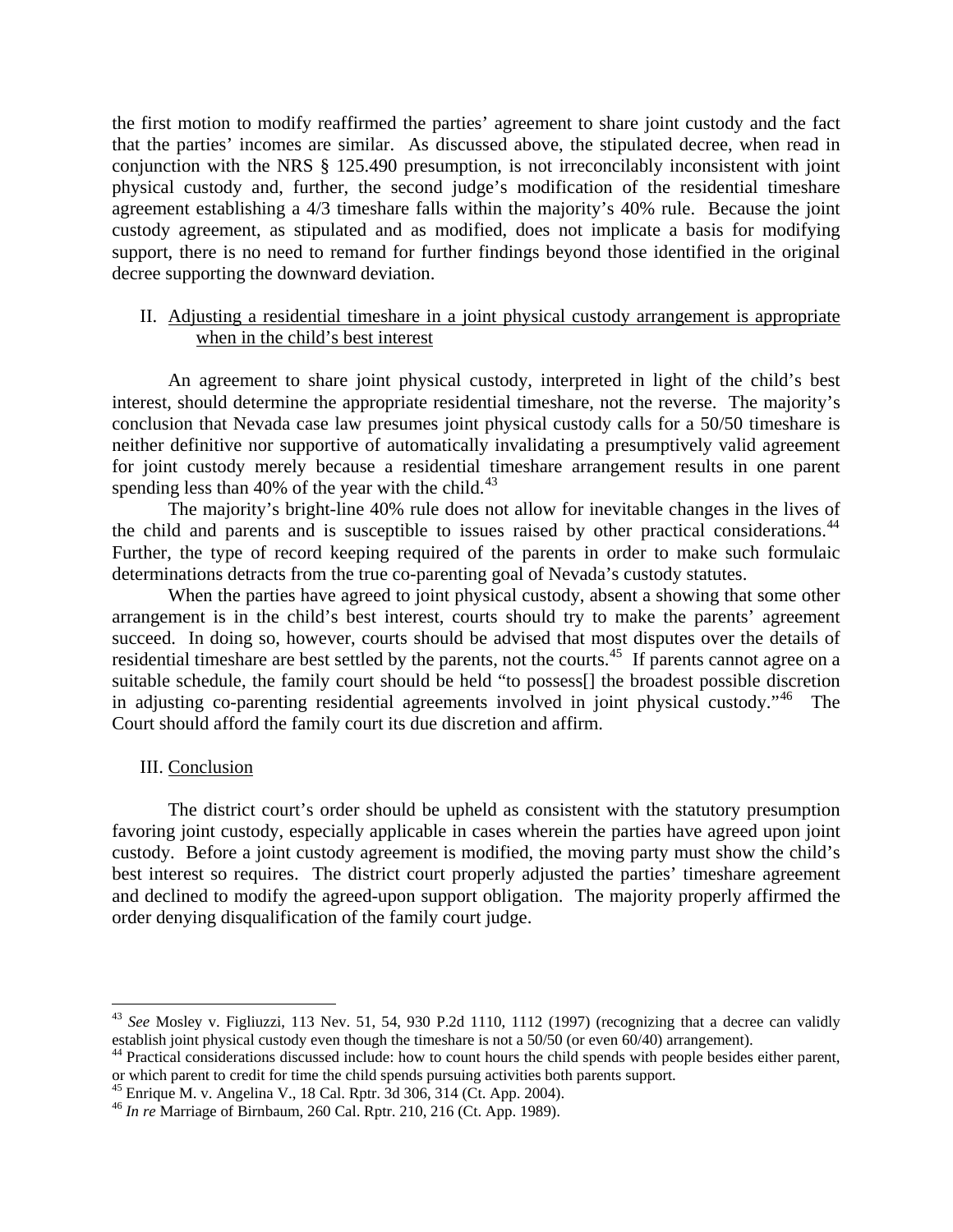the first motion to modify reaffirmed the parties' agreement to share joint custody and the fact that the parties' incomes are similar. As discussed above, the stipulated decree, when read in conjunction with the NRS § 125.490 presumption, is not irreconcilably inconsistent with joint physical custody and, further, the second judge's modification of the residential timeshare agreement establishing a 4/3 timeshare falls within the majority's 40% rule. Because the joint custody agreement, as stipulated and as modified, does not implicate a basis for modifying support, there is no need to remand for further findings beyond those identified in the original decree supporting the downward deviation.

## II. Adjusting a residential timeshare in a joint physical custody arrangement is appropriate when in the child's best interest

An agreement to share joint physical custody, interpreted in light of the child's best interest, should determine the appropriate residential timeshare, not the reverse. The majority's conclusion that Nevada case law presumes joint physical custody calls for a 50/50 timeshare is neither definitive nor supportive of automatically invalidating a presumptively valid agreement for joint custody merely because a residential timeshare arrangement results in one parent spending less than 40% of the year with the child.[43]

The majority's bright-line 40% rule does not allow for inevitable changes in the lives of the child and parents and is susceptible to issues raised by other practical considerations.[44] Further, the type of record keeping required of the parents in order to make such formulaic determinations detracts from the true co-parenting goal of Nevada's custody statutes.

When the parties have agreed to joint physical custody, absent a showing that some other arrangement is in the child's best interest, courts should try to make the parents' agreement succeed. In doing so, however, courts should be advised that most disputes over the details of residential timeshare are best settled by the parents, not the courts.[45] If parents cannot agree on a suitable schedule, the family court should be held "to possess[] the broadest possible discretion in adjusting co-parenting residential agreements involved in joint physical custody."[46] The Court should afford the family court its due discretion and affirm.

## III. Conclusion

The district court's order should be upheld as consistent with the statutory presumption favoring joint custody, especially applicable in cases wherein the parties have agreed upon joint custody. Before a joint custody agreement is modified, the moving party must show the child's best interest so requires. The district court properly adjusted the parties' timeshare agreement and declined to modify the agreed-upon support obligation. The majority properly affirmed the order denying disqualification of the family court judge.

---

[43] *See* Mosley v. Figliuzzi, 113 Nev. 51, 54, 930 P.2d 1110, 1112 (1997) (recognizing that a decree can validly establish joint physical custody even though the timeshare is not a 50/50 (or even 60/40) arrangement).

[44] Practical considerations discussed include: how to count hours the child spends with people besides either parent, or which parent to credit for time the child spends pursuing activities both parents support.

[45] Enrique M. v. Angelina V., 18 Cal. Rptr. 3d 306, 314 (Ct. App. 2004).

[46] *In re* Marriage of Birnbaum, 260 Cal. Rptr. 210, 216 (Ct. App. 1989).